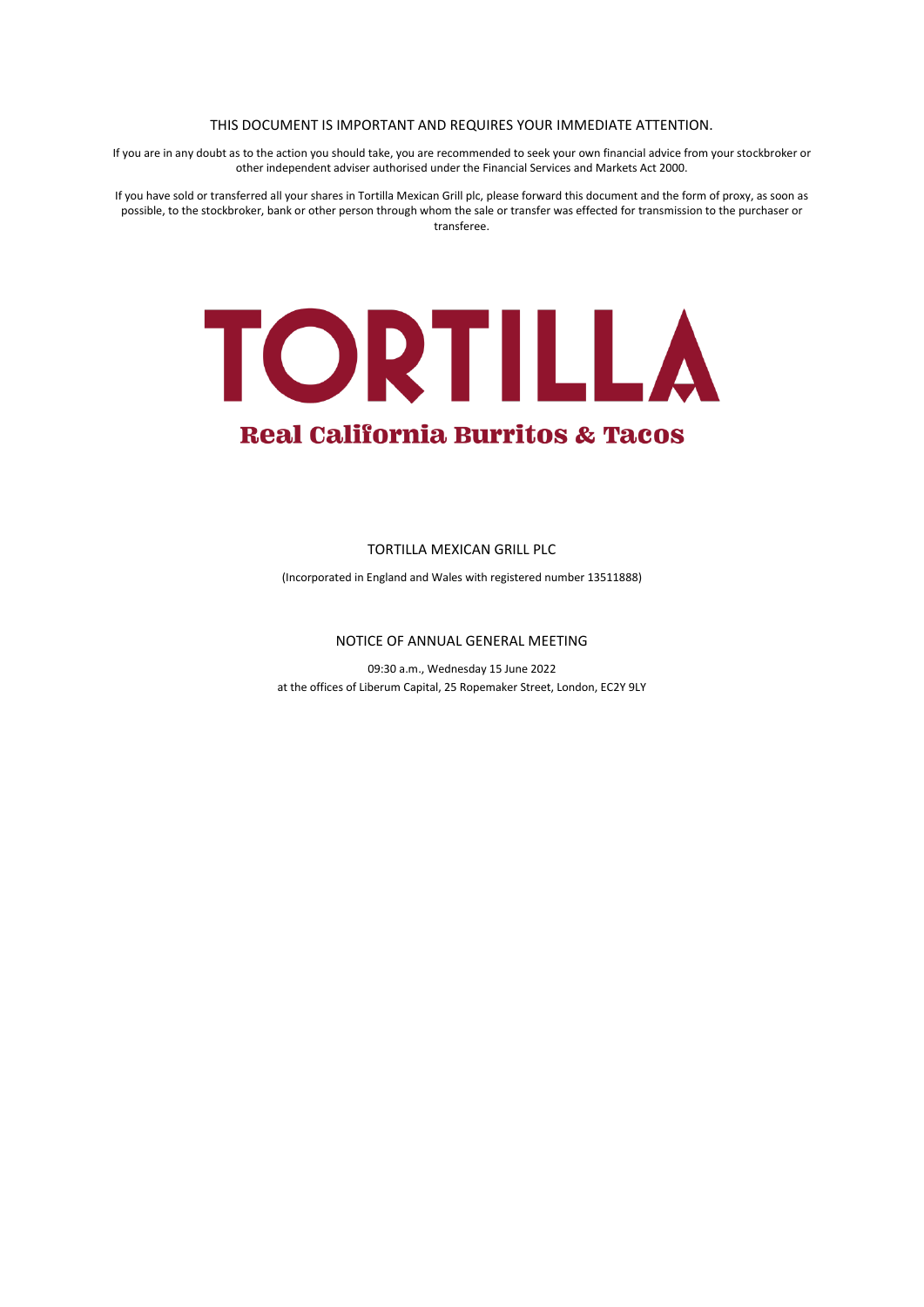THIS DOCUMENT IS IMPORTANT AND REQUIRES YOUR IMMEDIATE ATTENTION.

If you are in any doubt as to the action you should take, you are recommended to seek your own financial advice from your stockbroker or other independent adviser authorised under the Financial Services and Markets Act 2000.

If you have sold or transferred all your shares in Tortilla Mexican Grill plc, please forward this document and the form of proxy, as soon as possible, to the stockbroker, bank or other person through whom the sale or transfer was effected for transmission to the purchaser or transferee.

# TORTILLA

## Real California Burritos & Tacos

TORTILLA MEXICAN GRILL PLC

(Incorporated in England and Wales with registered number 13511888)

NOTICE OF ANNUAL GENERAL MEETING

09:30 a.m., Wednesday 15 June 2022
at the offices of Liberum Capital, 25 Ropemaker Street, London, EC2Y 9LY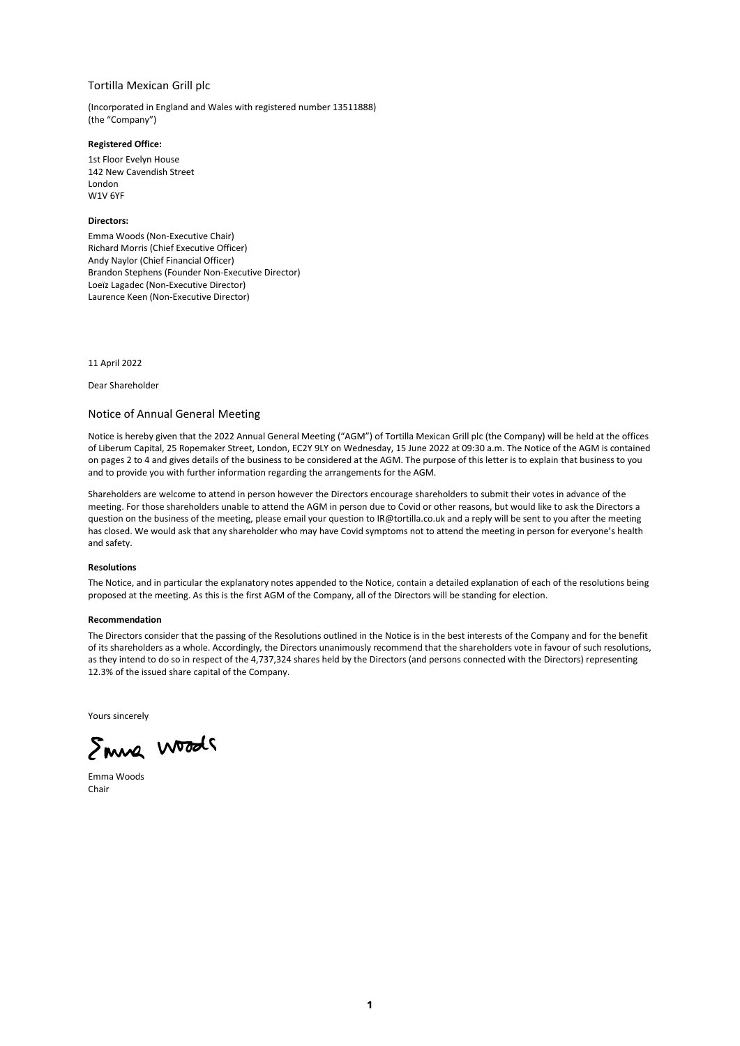Tortilla Mexican Grill plc

(Incorporated in England and Wales with registered number 13511888)
(the "Company")

**Registered Office:**

1st Floor Evelyn House
142 New Cavendish Street
London
W1V 6YF

**Directors:**

Emma Woods (Non-Executive Chair)
Richard Morris (Chief Executive Officer)
Andy Naylor (Chief Financial Officer)
Brandon Stephens (Founder Non-Executive Director)
Loeïz Lagadec (Non-Executive Director)
Laurence Keen (Non-Executive Director)

11 April 2022

Dear Shareholder

## Notice of Annual General Meeting

Notice is hereby given that the 2022 Annual General Meeting ("AGM") of Tortilla Mexican Grill plc (the Company) will be held at the offices of Liberum Capital, 25 Ropemaker Street, London, EC2Y 9LY on Wednesday, 15 June 2022 at 09:30 a.m. The Notice of the AGM is contained on pages 2 to 4 and gives details of the business to be considered at the AGM. The purpose of this letter is to explain that business to you and to provide you with further information regarding the arrangements for the AGM.

Shareholders are welcome to attend in person however the Directors encourage shareholders to submit their votes in advance of the meeting. For those shareholders unable to attend the AGM in person due to Covid or other reasons, but would like to ask the Directors a question on the business of the meeting, please email your question to IR@tortilla.co.uk and a reply will be sent to you after the meeting has closed. We would ask that any shareholder who may have Covid symptoms not to attend the meeting in person for everyone's health and safety.

**Resolutions**

The Notice, and in particular the explanatory notes appended to the Notice, contain a detailed explanation of each of the resolutions being proposed at the meeting. As this is the first AGM of the Company, all of the Directors will be standing for election.

**Recommendation**

The Directors consider that the passing of the Resolutions outlined in the Notice is in the best interests of the Company and for the benefit of its shareholders as a whole. Accordingly, the Directors unanimously recommend that the shareholders vote in favour of such resolutions, as they intend to do so in respect of the 4,737,324 shares held by the Directors (and persons connected with the Directors) representing 12.3% of the issued share capital of the Company.

Yours sincerely

Emma Woods

Emma Woods
Chair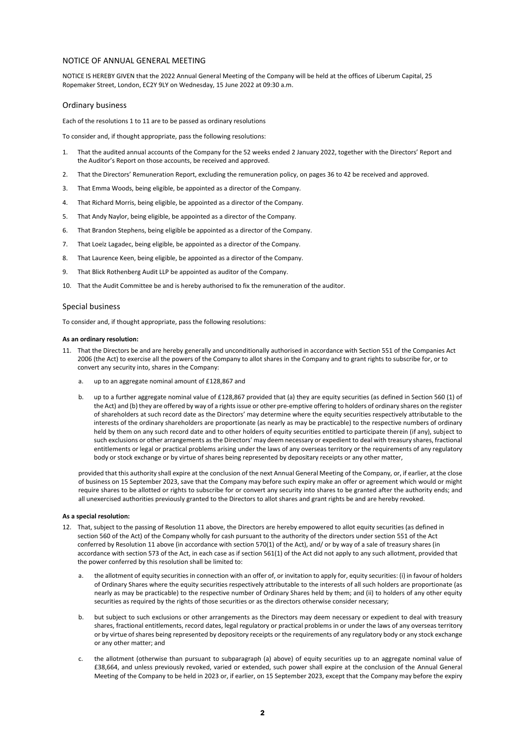# NOTICE OF ANNUAL GENERAL MEETING

NOTICE IS HEREBY GIVEN that the 2022 Annual General Meeting of the Company will be held at the offices of Liberum Capital, 25 Ropemaker Street, London, EC2Y 9LY on Wednesday, 15 June 2022 at 09:30 a.m.

## Ordinary business

Each of the resolutions 1 to 11 are to be passed as ordinary resolutions

To consider and, if thought appropriate, pass the following resolutions:

1. That the audited annual accounts of the Company for the 52 weeks ended 2 January 2022, together with the Directors' Report and the Auditor's Report on those accounts, be received and approved.
2. That the Directors' Remuneration Report, excluding the remuneration policy, on pages 36 to 42 be received and approved.
3. That Emma Woods, being eligible, be appointed as a director of the Company.
4. That Richard Morris, being eligible, be appointed as a director of the Company.
5. That Andy Naylor, being eligible, be appointed as a director of the Company.
6. That Brandon Stephens, being eligible be appointed as a director of the Company.
7. That Loeïz Lagadec, being eligible, be appointed as a director of the Company.
8. That Laurence Keen, being eligible, be appointed as a director of the Company.
9. That Blick Rothenberg Audit LLP be appointed as auditor of the Company.
10. That the Audit Committee be and is hereby authorised to fix the remuneration of the auditor.

## Special business

To consider and, if thought appropriate, pass the following resolutions:

**As an ordinary resolution:**

11. That the Directors be and are hereby generally and unconditionally authorised in accordance with Section 551 of the Companies Act 2006 (the Act) to exercise all the powers of the Company to allot shares in the Company and to grant rights to subscribe for, or to convert any security into, shares in the Company:

    a. up to an aggregate nominal amount of £128,867 and

    b. up to a further aggregate nominal value of £128,867 provided that (a) they are equity securities (as defined in Section 560 (1) of the Act) and (b) they are offered by way of a rights issue or other pre-emptive offering to holders of ordinary shares on the register of shareholders at such record date as the Directors' may determine where the equity securities respectively attributable to the interests of the ordinary shareholders are proportionate (as nearly as may be practicable) to the respective numbers of ordinary held by them on any such record date and to other holders of equity securities entitled to participate therein (if any), subject to such exclusions or other arrangements as the Directors' may deem necessary or expedient to deal with treasury shares, fractional entitlements or legal or practical problems arising under the laws of any overseas territory or the requirements of any regulatory body or stock exchange or by virtue of shares being represented by depositary receipts or any other matter,

    provided that this authority shall expire at the conclusion of the next Annual General Meeting of the Company, or, if earlier, at the close of business on 15 September 2023, save that the Company may before such expiry make an offer or agreement which would or might require shares to be allotted or rights to subscribe for or convert any security into shares to be granted after the authority ends; and all unexercised authorities previously granted to the Directors to allot shares and grant rights be and are hereby revoked.

**As a special resolution:**

12. That, subject to the passing of Resolution 11 above, the Directors are hereby empowered to allot equity securities (as defined in section 560 of the Act) of the Company wholly for cash pursuant to the authority of the directors under section 551 of the Act conferred by Resolution 11 above (in accordance with section 570(1) of the Act), and/ or by way of a sale of treasury shares (in accordance with section 573 of the Act, in each case as if section 561(1) of the Act did not apply to any such allotment, provided that the power conferred by this resolution shall be limited to:

    a. the allotment of equity securities in connection with an offer of, or invitation to apply for, equity securities: (i) in favour of holders of Ordinary Shares where the equity securities respectively attributable to the interests of all such holders are proportionate (as nearly as may be practicable) to the respective number of Ordinary Shares held by them; and (ii) to holders of any other equity securities as required by the rights of those securities or as the directors otherwise consider necessary;

    b. but subject to such exclusions or other arrangements as the Directors may deem necessary or expedient to deal with treasury shares, fractional entitlements, record dates, legal regulatory or practical problems in or under the laws of any overseas territory or by virtue of shares being represented by depository receipts or the requirements of any regulatory body or any stock exchange or any other matter; and

    c. the allotment (otherwise than pursuant to subparagraph (a) above) of equity securities up to an aggregate nominal value of £38,664, and unless previously revoked, varied or extended, such power shall expire at the conclusion of the Annual General Meeting of the Company to be held in 2023 or, if earlier, on 15 September 2023, except that the Company may before the expiry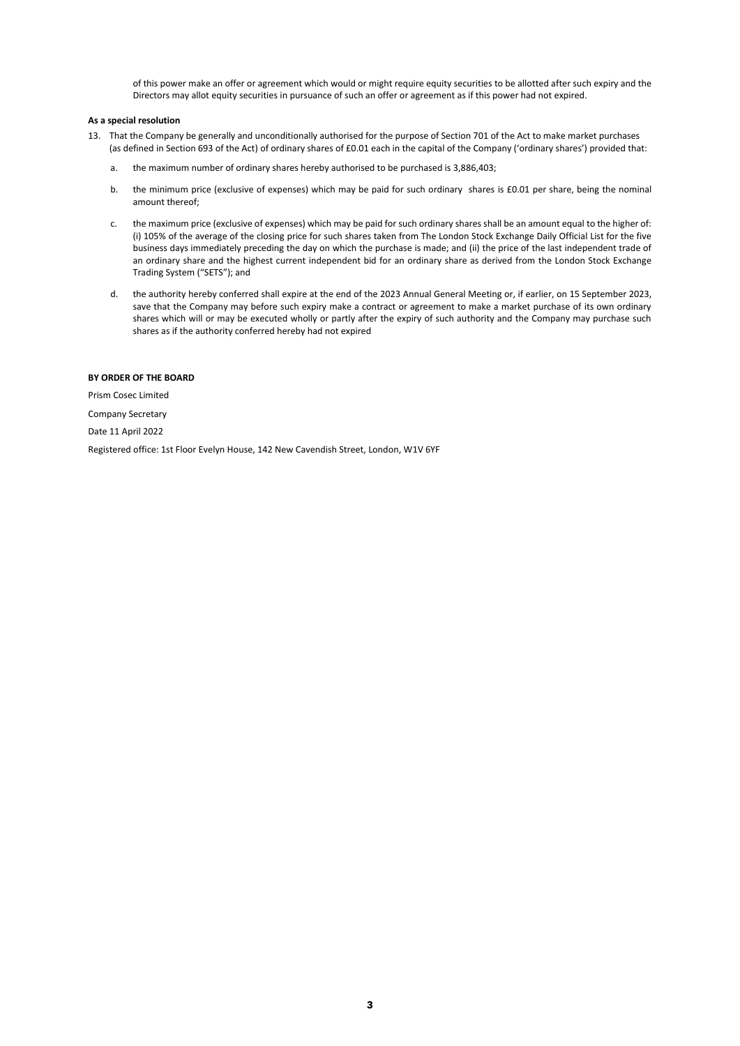of this power make an offer or agreement which would or might require equity securities to be allotted after such expiry and the Directors may allot equity securities in pursuance of such an offer or agreement as if this power had not expired.

**As a special resolution**

13. That the Company be generally and unconditionally authorised for the purpose of Section 701 of the Act to make market purchases (as defined in Section 693 of the Act) of ordinary shares of £0.01 each in the capital of the Company ('ordinary shares') provided that:

    a. the maximum number of ordinary shares hereby authorised to be purchased is 3,886,403;

    b. the minimum price (exclusive of expenses) which may be paid for such ordinary shares is £0.01 per share, being the nominal amount thereof;

    c. the maximum price (exclusive of expenses) which may be paid for such ordinary shares shall be an amount equal to the higher of: (i) 105% of the average of the closing price for such shares taken from The London Stock Exchange Daily Official List for the five business days immediately preceding the day on which the purchase is made; and (ii) the price of the last independent trade of an ordinary share and the highest current independent bid for an ordinary share as derived from the London Stock Exchange Trading System ("SETS"); and

    d. the authority hereby conferred shall expire at the end of the 2023 Annual General Meeting or, if earlier, on 15 September 2023, save that the Company may before such expiry make a contract or agreement to make a market purchase of its own ordinary shares which will or may be executed wholly or partly after the expiry of such authority and the Company may purchase such shares as if the authority conferred hereby had not expired

**BY ORDER OF THE BOARD**

Prism Cosec Limited

Company Secretary

Date 11 April 2022

Registered office: 1st Floor Evelyn House, 142 New Cavendish Street, London, W1V 6YF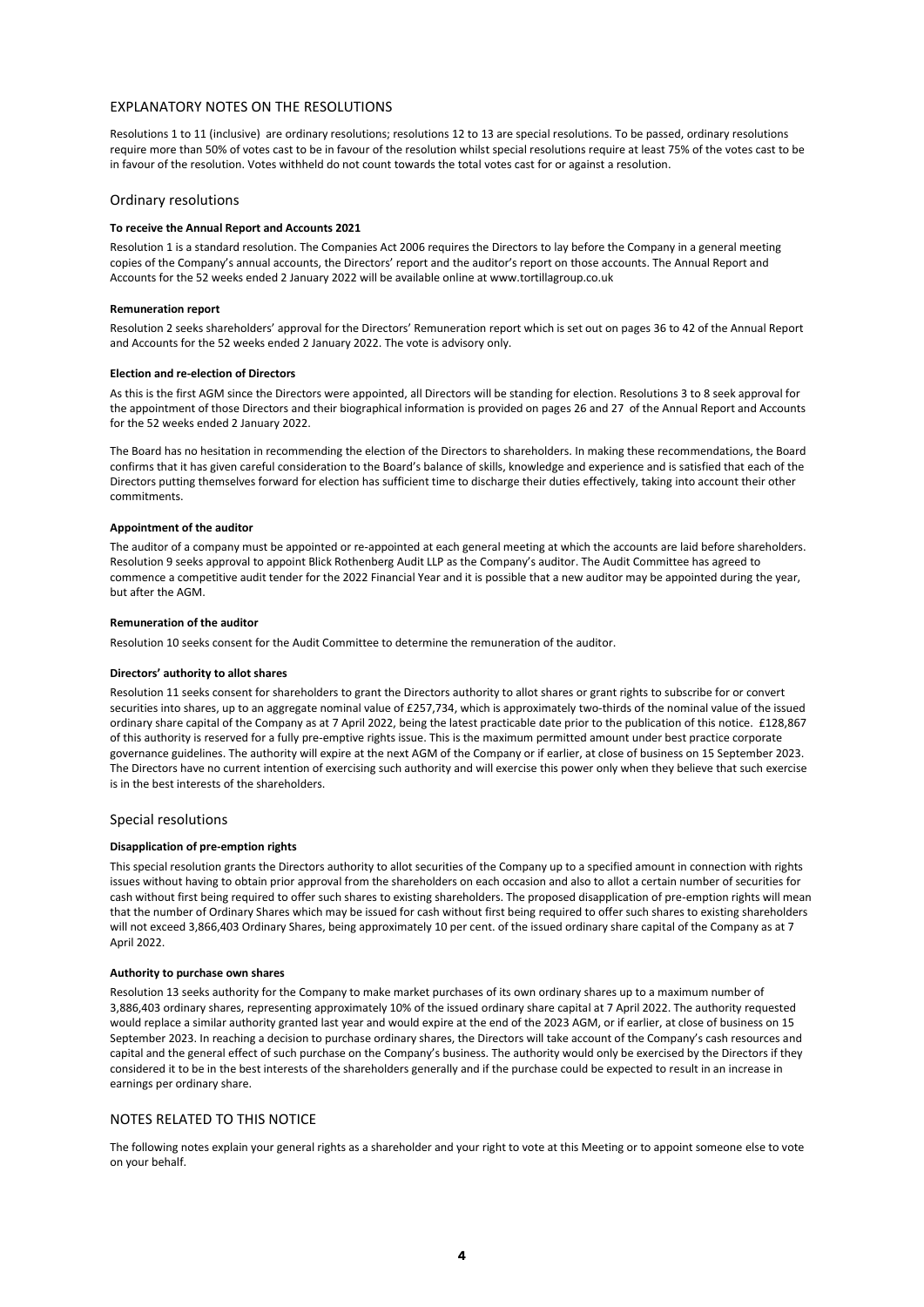## EXPLANATORY NOTES ON THE RESOLUTIONS

Resolutions 1 to 11 (inclusive) are ordinary resolutions; resolutions 12 to 13 are special resolutions. To be passed, ordinary resolutions require more than 50% of votes cast to be in favour of the resolution whilst special resolutions require at least 75% of the votes cast to be in favour of the resolution. Votes withheld do not count towards the total votes cast for or against a resolution.

### Ordinary resolutions

**To receive the Annual Report and Accounts 2021**

Resolution 1 is a standard resolution. The Companies Act 2006 requires the Directors to lay before the Company in a general meeting copies of the Company's annual accounts, the Directors' report and the auditor's report on those accounts. The Annual Report and Accounts for the 52 weeks ended 2 January 2022 will be available online at www.tortillagroup.co.uk

**Remuneration report**

Resolution 2 seeks shareholders' approval for the Directors' Remuneration report which is set out on pages 36 to 42 of the Annual Report and Accounts for the 52 weeks ended 2 January 2022. The vote is advisory only.

**Election and re-election of Directors**

As this is the first AGM since the Directors were appointed, all Directors will be standing for election. Resolutions 3 to 8 seek approval for the appointment of those Directors and their biographical information is provided on pages 26 and 27 of the Annual Report and Accounts for the 52 weeks ended 2 January 2022.

The Board has no hesitation in recommending the election of the Directors to shareholders. In making these recommendations, the Board confirms that it has given careful consideration to the Board's balance of skills, knowledge and experience and is satisfied that each of the Directors putting themselves forward for election has sufficient time to discharge their duties effectively, taking into account their other commitments.

**Appointment of the auditor**

The auditor of a company must be appointed or re-appointed at each general meeting at which the accounts are laid before shareholders. Resolution 9 seeks approval to appoint Blick Rothenberg Audit LLP as the Company's auditor. The Audit Committee has agreed to commence a competitive audit tender for the 2022 Financial Year and it is possible that a new auditor may be appointed during the year, but after the AGM.

**Remuneration of the auditor**

Resolution 10 seeks consent for the Audit Committee to determine the remuneration of the auditor.

**Directors' authority to allot shares**

Resolution 11 seeks consent for shareholders to grant the Directors authority to allot shares or grant rights to subscribe for or convert securities into shares, up to an aggregate nominal value of £257,734, which is approximately two-thirds of the nominal value of the issued ordinary share capital of the Company as at 7 April 2022, being the latest practicable date prior to the publication of this notice. £128,867 of this authority is reserved for a fully pre-emptive rights issue. This is the maximum permitted amount under best practice corporate governance guidelines. The authority will expire at the next AGM of the Company or if earlier, at close of business on 15 September 2023. The Directors have no current intention of exercising such authority and will exercise this power only when they believe that such exercise is in the best interests of the shareholders.

### Special resolutions

**Disapplication of pre-emption rights**

This special resolution grants the Directors authority to allot securities of the Company up to a specified amount in connection with rights issues without having to obtain prior approval from the shareholders on each occasion and also to allot a certain number of securities for cash without first being required to offer such shares to existing shareholders. The proposed disapplication of pre-emption rights will mean that the number of Ordinary Shares which may be issued for cash without first being required to offer such shares to existing shareholders will not exceed 3,866,403 Ordinary Shares, being approximately 10 per cent. of the issued ordinary share capital of the Company as at 7 April 2022.

**Authority to purchase own shares**

Resolution 13 seeks authority for the Company to make market purchases of its own ordinary shares up to a maximum number of 3,886,403 ordinary shares, representing approximately 10% of the issued ordinary share capital at 7 April 2022. The authority requested would replace a similar authority granted last year and would expire at the end of the 2023 AGM, or if earlier, at close of business on 15 September 2023. In reaching a decision to purchase ordinary shares, the Directors will take account of the Company's cash resources and capital and the general effect of such purchase on the Company's business. The authority would only be exercised by the Directors if they considered it to be in the best interests of the shareholders generally and if the purchase could be expected to result in an increase in earnings per ordinary share.

## NOTES RELATED TO THIS NOTICE

The following notes explain your general rights as a shareholder and your right to vote at this Meeting or to appoint someone else to vote on your behalf.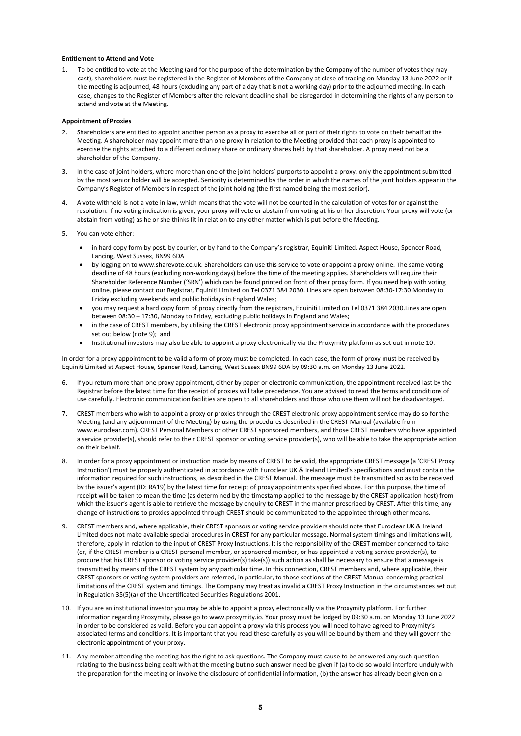**Entitlement to Attend and Vote**

1. To be entitled to vote at the Meeting (and for the purpose of the determination by the Company of the number of votes they may cast), shareholders must be registered in the Register of Members of the Company at close of trading on Monday 13 June 2022 or if the meeting is adjourned, 48 hours (excluding any part of a day that is not a working day) prior to the adjourned meeting. In each case, changes to the Register of Members after the relevant deadline shall be disregarded in determining the rights of any person to attend and vote at the Meeting.

**Appointment of Proxies**

2. Shareholders are entitled to appoint another person as a proxy to exercise all or part of their rights to vote on their behalf at the Meeting. A shareholder may appoint more than one proxy in relation to the Meeting provided that each proxy is appointed to exercise the rights attached to a different ordinary share or ordinary shares held by that shareholder. A proxy need not be a shareholder of the Company.

3. In the case of joint holders, where more than one of the joint holders' purports to appoint a proxy, only the appointment submitted by the most senior holder will be accepted. Seniority is determined by the order in which the names of the joint holders appear in the Company's Register of Members in respect of the joint holding (the first named being the most senior).

4. A vote withheld is not a vote in law, which means that the vote will not be counted in the calculation of votes for or against the resolution. If no voting indication is given, your proxy will vote or abstain from voting at his or her discretion. Your proxy will vote (or abstain from voting) as he or she thinks fit in relation to any other matter which is put before the Meeting.

5. You can vote either:

   - in hard copy form by post, by courier, or by hand to the Company's registrar, Equiniti Limited, Aspect House, Spencer Road, Lancing, West Sussex, BN99 6DA
   - by logging on to www.sharevote.co.uk. Shareholders can use this service to vote or appoint a proxy online. The same voting deadline of 48 hours (excluding non-working days) before the time of the meeting applies. Shareholders will require their Shareholder Reference Number ('SRN') which can be found printed on front of their proxy form. If you need help with voting online, please contact our Registrar, Equiniti Limited on Tel 0371 384 2030. Lines are open between 08:30-17:30 Monday to Friday excluding weekends and public holidays in England Wales;
   - you may request a hard copy form of proxy directly from the registrars, Equiniti Limited on Tel 0371 384 2030.Lines are open between 08:30 – 17:30, Monday to Friday, excluding public holidays in England and Wales;
   - in the case of CREST members, by utilising the CREST electronic proxy appointment service in accordance with the procedures set out below (note 9); and
   - Institutional investors may also be able to appoint a proxy electronically via the Proxymity platform as set out in note 10.

In order for a proxy appointment to be valid a form of proxy must be completed. In each case, the form of proxy must be received by Equiniti Limited at Aspect House, Spencer Road, Lancing, West Sussex BN99 6DA by 09:30 a.m. on Monday 13 June 2022.

6. If you return more than one proxy appointment, either by paper or electronic communication, the appointment received last by the Registrar before the latest time for the receipt of proxies will take precedence. You are advised to read the terms and conditions of use carefully. Electronic communication facilities are open to all shareholders and those who use them will not be disadvantaged.

7. CREST members who wish to appoint a proxy or proxies through the CREST electronic proxy appointment service may do so for the Meeting (and any adjournment of the Meeting) by using the procedures described in the CREST Manual (available from www.euroclear.com). CREST Personal Members or other CREST sponsored members, and those CREST members who have appointed a service provider(s), should refer to their CREST sponsor or voting service provider(s), who will be able to take the appropriate action on their behalf.

8. In order for a proxy appointment or instruction made by means of CREST to be valid, the appropriate CREST message (a 'CREST Proxy Instruction') must be properly authenticated in accordance with Euroclear UK & Ireland Limited's specifications and must contain the information required for such instructions, as described in the CREST Manual. The message must be transmitted so as to be received by the issuer's agent (ID: RA19) by the latest time for receipt of proxy appointments specified above. For this purpose, the time of receipt will be taken to mean the time (as determined by the timestamp applied to the message by the CREST application host) from which the issuer's agent is able to retrieve the message by enquiry to CREST in the manner prescribed by CREST. After this time, any change of instructions to proxies appointed through CREST should be communicated to the appointee through other means.

9. CREST members and, where applicable, their CREST sponsors or voting service providers should note that Euroclear UK & Ireland Limited does not make available special procedures in CREST for any particular message. Normal system timings and limitations will, therefore, apply in relation to the input of CREST Proxy Instructions. It is the responsibility of the CREST member concerned to take (or, if the CREST member is a CREST personal member, or sponsored member, or has appointed a voting service provider(s), to procure that his CREST sponsor or voting service provider(s) take(s)) such action as shall be necessary to ensure that a message is transmitted by means of the CREST system by any particular time. In this connection, CREST members and, where applicable, their CREST sponsors or voting system providers are referred, in particular, to those sections of the CREST Manual concerning practical limitations of the CREST system and timings. The Company may treat as invalid a CREST Proxy Instruction in the circumstances set out in Regulation 35(5)(a) of the Uncertificated Securities Regulations 2001.

10. If you are an institutional investor you may be able to appoint a proxy electronically via the Proxymity platform. For further information regarding Proxymity, please go to www.proxymity.io. Your proxy must be lodged by 09:30 a.m. on Monday 13 June 2022 in order to be considered as valid. Before you can appoint a proxy via this process you will need to have agreed to Proxymity's associated terms and conditions. It is important that you read these carefully as you will be bound by them and they will govern the electronic appointment of your proxy.

11. Any member attending the meeting has the right to ask questions. The Company must cause to be answered any such question relating to the business being dealt with at the meeting but no such answer need be given if (a) to do so would interfere unduly with the preparation for the meeting or involve the disclosure of confidential information, (b) the answer has already been given on a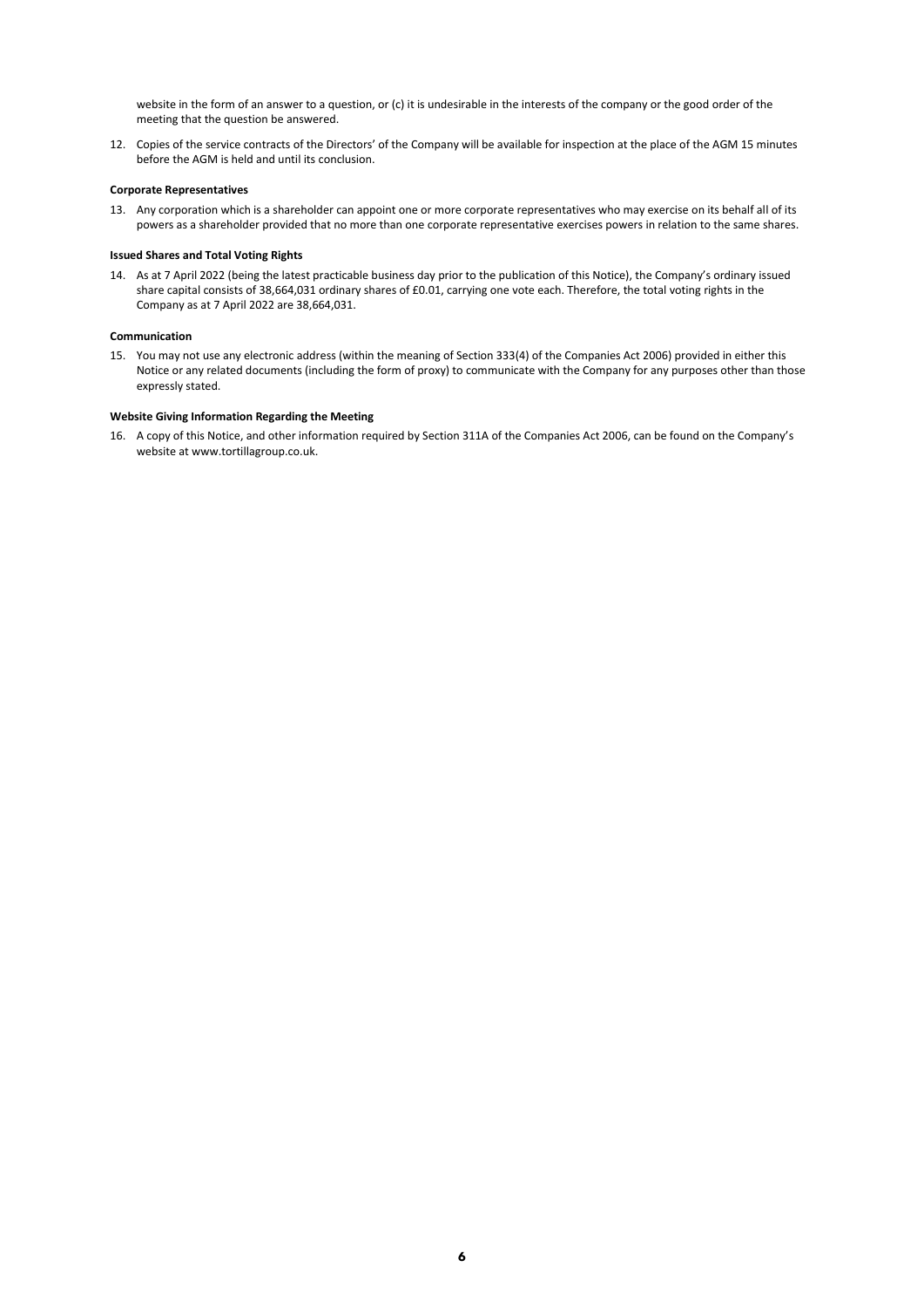website in the form of an answer to a question, or (c) it is undesirable in the interests of the company or the good order of the meeting that the question be answered.

12. Copies of the service contracts of the Directors' of the Company will be available for inspection at the place of the AGM 15 minutes before the AGM is held and until its conclusion.

**Corporate Representatives**

13. Any corporation which is a shareholder can appoint one or more corporate representatives who may exercise on its behalf all of its powers as a shareholder provided that no more than one corporate representative exercises powers in relation to the same shares.

**Issued Shares and Total Voting Rights**

14. As at 7 April 2022 (being the latest practicable business day prior to the publication of this Notice), the Company's ordinary issued share capital consists of 38,664,031 ordinary shares of £0.01, carrying one vote each. Therefore, the total voting rights in the Company as at 7 April 2022 are 38,664,031.

**Communication**

15. You may not use any electronic address (within the meaning of Section 333(4) of the Companies Act 2006) provided in either this Notice or any related documents (including the form of proxy) to communicate with the Company for any purposes other than those expressly stated.

**Website Giving Information Regarding the Meeting**

16. A copy of this Notice, and other information required by Section 311A of the Companies Act 2006, can be found on the Company's website at www.tortillagroup.co.uk.